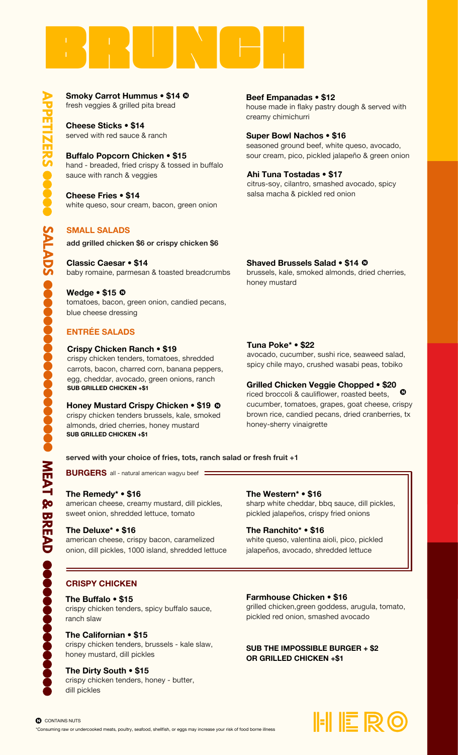# BRUNCH

## APPETIZERS

**Smoky Carrot Hummus • $14** Ⓝ
fresh veggies & grilled pita bread

**Cheese Sticks • $14**
served with red sauce & ranch

**Buffalo Popcorn Chicken • $15**
hand - breaded, fried crispy & tossed in buffalo sauce with ranch & veggies

**Cheese Fries • $14**
white queso, sour cream, bacon, green onion

**Beef Empanadas • $12**
house made in flaky pastry dough & served with creamy chimichurri

**Super Bowl Nachos • $16**
seasoned ground beef, white queso, avocado, sour cream, pico, pickled jalapeño & green onion

**Ahi Tuna Tostadas • $17**
citrus-soy, cilantro, smashed avocado, spicy salsa macha & pickled red onion

## SALADS

### SMALL SALADS

**add grilled chicken $6 or crispy chicken $6**

**Classic Caesar • $14**
baby romaine, parmesan & toasted breadcrumbs

**Wedge • $15** Ⓝ
tomatoes, bacon, green onion, candied pecans, blue cheese dressing

**Shaved Brussels Salad • $14** Ⓝ
brussels, kale, smoked almonds, dried cherries, honey mustard

### ENTRÉE SALADS

**Crispy Chicken Ranch • $19**
crispy chicken tenders, tomatoes, shredded carrots, bacon, charred corn, banana peppers, egg, cheddar, avocado, green onions, ranch
**SUB GRILLED CHICKEN +$1**

**Honey Mustard Crispy Chicken • $19** Ⓝ
crispy chicken tenders brussels, kale, smoked almonds, dried cherries, honey mustard
**SUB GRILLED CHICKEN +$1**

**Tuna Poke* • $22**
avocado, cucumber, sushi rice, seaweed salad, spicy chile mayo, crushed wasabi peas, tobiko

**Grilled Chicken Veggie Chopped • $20** Ⓝ
riced broccoli & cauliflower, roasted beets, cucumber, tomatoes, grapes, goat cheese, crispy brown rice, candied pecans, dried cranberries, tx honey-sherry vinaigrette

## MEAT & BREAD

**served with your choice of fries, tots, ranch salad or fresh fruit +1**

### BURGERS
all - natural american wagyu beef

**The Remedy* • $16**
american cheese, creamy mustard, dill pickles, sweet onion, shredded lettuce, tomato

**The Deluxe* • $16**
american cheese, crispy bacon, caramelized onion, dill pickles, 1000 island, shredded lettuce

**The Western* • $16**
sharp white cheddar, bbq sauce, dill pickles, pickled jalapeños, crispy fried onions

**The Ranchito* • $16**
white queso, valentina aioli, pico, pickled jalapeños, avocado, shredded lettuce

### CRISPY CHICKEN

**The Buffalo • $15**
crispy chicken tenders, spicy buffalo sauce, ranch slaw

**The Californian • $15**
crispy chicken tenders, brussels - kale slaw, honey mustard, dill pickles

**The Dirty South • $15**
crispy chicken tenders, honey - butter, dill pickles

**Farmhouse Chicken • $16**
grilled chicken,green goddess, arugula, tomato, pickled red onion, smashed avocado

**SUB THE IMPOSSIBLE BURGER + $2 OR GRILLED CHICKEN +$1**

Ⓝ CONTAINS NUTS

*Consuming raw or undercooked meats, poultry, seafood, shellfish, or eggs may increase your risk of food borne illness

HERO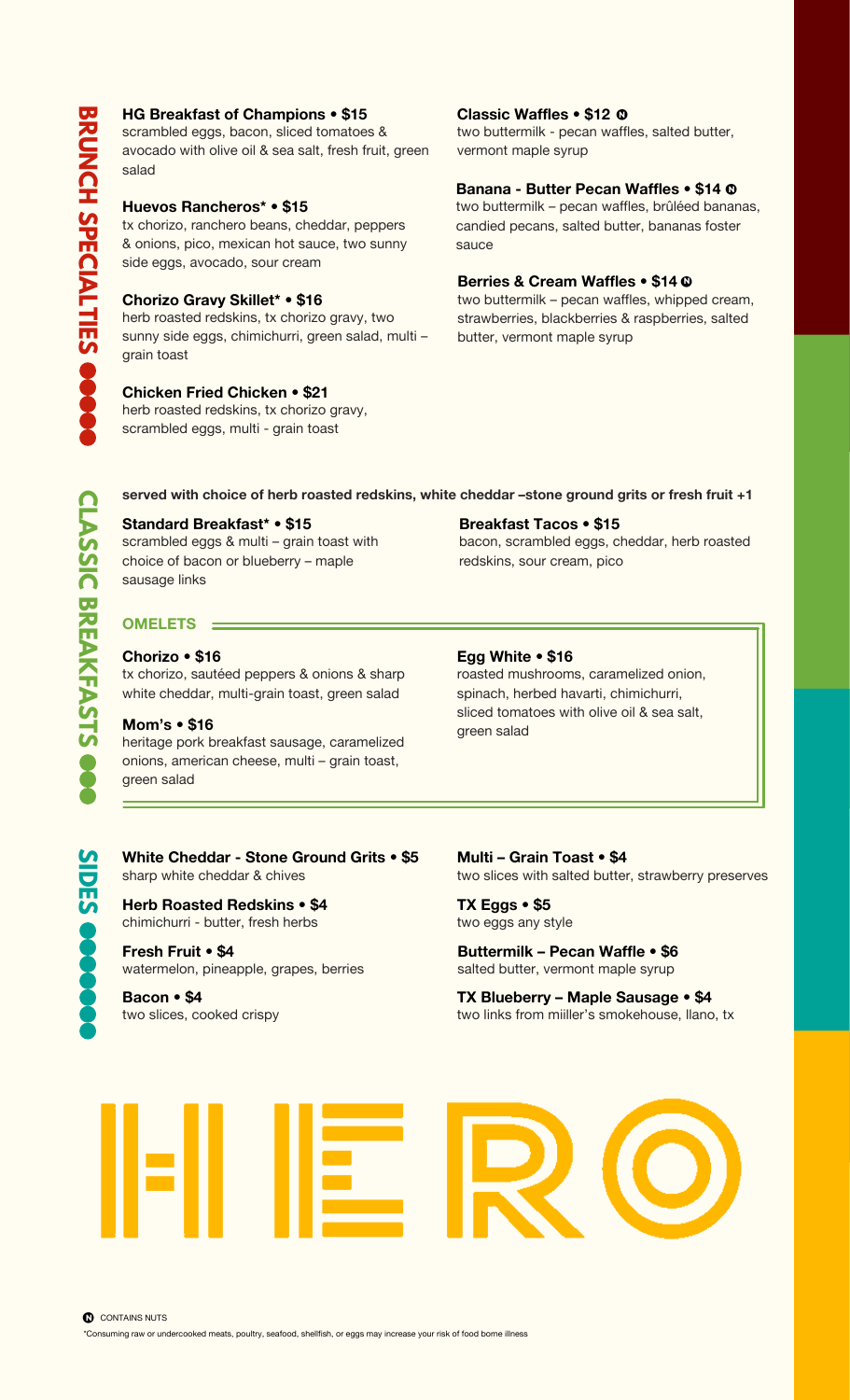## BRUNCH SPECIALTIES

**HG Breakfast of Champions • $15**
scrambled eggs, bacon, sliced tomatoes & avocado with olive oil & sea salt, fresh fruit, green salad

**Huevos Rancheros* • $15**
tx chorizo, ranchero beans, cheddar, peppers & onions, pico, mexican hot sauce, two sunny side eggs, avocado, sour cream

**Chorizo Gravy Skillet* • $16**
herb roasted redskins, tx chorizo gravy, two sunny side eggs, chimichurri, green salad, multi – grain toast

**Chicken Fried Chicken • $21**
herb roasted redskins, tx chorizo gravy, scrambled eggs, multi - grain toast

**Classic Waffles • $12** (N)
two buttermilk - pecan waffles, salted butter, vermont maple syrup

**Banana - Butter Pecan Waffles • $14** (N)
two buttermilk – pecan waffles, brûléed bananas, candied pecans, salted butter, bananas foster sauce

**Berries & Cream Waffles • $14** (N)
two buttermilk – pecan waffles, whipped cream, strawberries, blackberries & raspberries, salted butter, vermont maple syrup

## CLASSIC BREAKFASTS

**served with choice of herb roasted redskins, white cheddar –stone ground grits or fresh fruit +1**

**Standard Breakfast* • $15**
scrambled eggs & multi – grain toast with choice of bacon or blueberry – maple sausage links

**Breakfast Tacos • $15**
bacon, scrambled eggs, cheddar, herb roasted redskins, sour cream, pico

### OMELETS

**Chorizo • $16**
tx chorizo, sautéed peppers & onions & sharp white cheddar, multi-grain toast, green salad

**Mom's • $16**
heritage pork breakfast sausage, caramelized onions, american cheese, multi – grain toast, green salad

**Egg White • $16**
roasted mushrooms, caramelized onion, spinach, herbed havarti, chimichurri, sliced tomatoes with olive oil & sea salt, green salad

## SIDES

**White Cheddar - Stone Ground Grits • $5**
sharp white cheddar & chives

**Herb Roasted Redskins • $4**
chimichurri - butter, fresh herbs

**Fresh Fruit • $4**
watermelon, pineapple, grapes, berries

**Bacon • $4**
two slices, cooked crispy

**Multi – Grain Toast • $4**
two slices with salted butter, strawberry preserves

**TX Eggs • $5**
two eggs any style

**Buttermilk – Pecan Waffle • $6**
salted butter, vermont maple syrup

**TX Blueberry – Maple Sausage • $4**
two links from miiller's smokehouse, llano, tx

HERO

(N) CONTAINS NUTS

*Consuming raw or undercooked meats, poultry, seafood, shellfish, or eggs may increase your risk of food borne illness